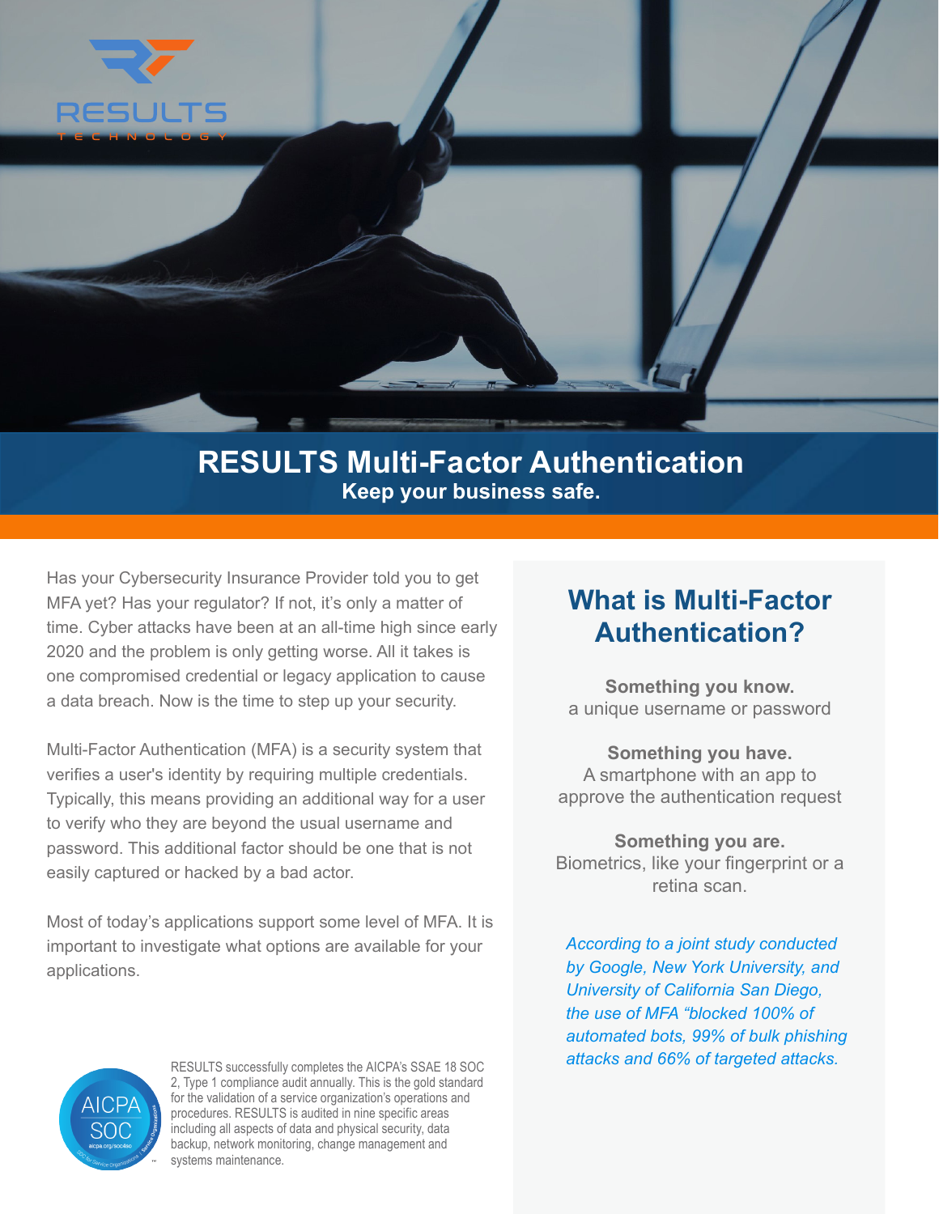RESULTS TECHNOLOGY

# RESULTS Multi-Factor Authentication

**Keep your business safe.**

Has your Cybersecurity Insurance Provider told you to get MFA yet? Has your regulator? If not, it's only a matter of time. Cyber attacks have been at an all-time high since early 2020 and the problem is only getting worse. All it takes is one compromised credential or legacy application to cause a data breach. Now is the time to step up your security.

Multi-Factor Authentication (MFA) is a security system that verifies a user's identity by requiring multiple credentials. Typically, this means providing an additional way for a user to verify who they are beyond the usual username and password. This additional factor should be one that is not easily captured or hacked by a bad actor.

Most of today's applications support some level of MFA. It is important to investigate what options are available for your applications.

AICPA SOC

RESULTS successfully completes the AICPA's SSAE 18 SOC 2, Type 1 compliance audit annually. This is the gold standard for the validation of a service organization's operations and procedures. RESULTS is audited in nine specific areas including all aspects of data and physical security, data backup, network monitoring, change management and systems maintenance.

## What is Multi-Factor Authentication?

**Something you know.**
a unique username or password

**Something you have.**
A smartphone with an app to approve the authentication request

**Something you are.**
Biometrics, like your fingerprint or a retina scan.

*According to a joint study conducted by Google, New York University, and University of California San Diego, the use of MFA "blocked 100% of automated bots, 99% of bulk phishing attacks and 66% of targeted attacks.*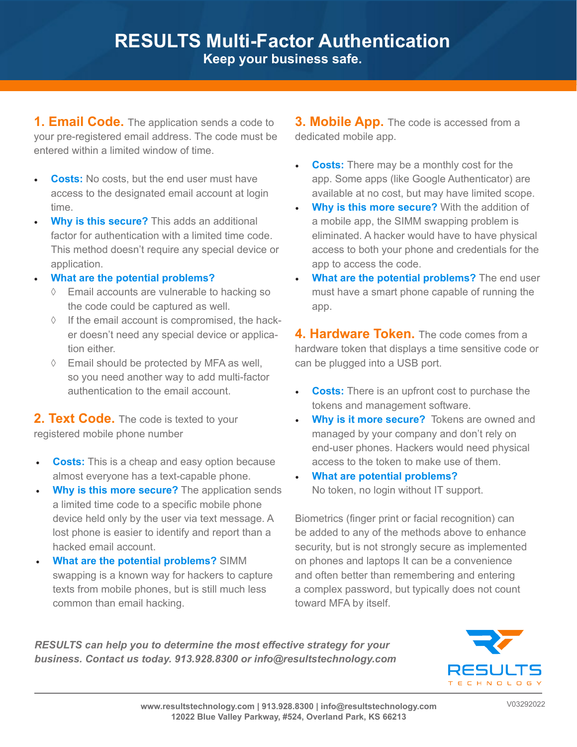# RESULTS Multi-Factor Authentication

## Keep your business safe.

**1. Email Code.** The application sends a code to your pre-registered email address. The code must be entered within a limited window of time.

- **Costs:** No costs, but the end user must have access to the designated email account at login time.
- **Why is this secure?** This adds an additional factor for authentication with a limited time code. This method doesn't require any special device or application.
- **What are the potential problems?**
  - Email accounts are vulnerable to hacking so the code could be captured as well.
  - If the email account is compromised, the hacker doesn't need any special device or application either.
  - Email should be protected by MFA as well, so you need another way to add multi-factor authentication to the email account.

**2. Text Code.** The code is texted to your registered mobile phone number

- **Costs:** This is a cheap and easy option because almost everyone has a text-capable phone.
- **Why is this more secure?** The application sends a limited time code to a specific mobile phone device held only by the user via text message. A lost phone is easier to identify and report than a hacked email account.
- **What are the potential problems?** SIMM swapping is a known way for hackers to capture texts from mobile phones, but is still much less common than email hacking.

**3. Mobile App.** The code is accessed from a dedicated mobile app.

- **Costs:** There may be a monthly cost for the app. Some apps (like Google Authenticator) are available at no cost, but may have limited scope.
- **Why is this more secure?** With the addition of a mobile app, the SIMM swapping problem is eliminated. A hacker would have to have physical access to both your phone and credentials for the app to access the code.
- **What are the potential problems?** The end user must have a smart phone capable of running the app.

**4. Hardware Token.** The code comes from a hardware token that displays a time sensitive code or can be plugged into a USB port.

- **Costs:** There is an upfront cost to purchase the tokens and management software.
- **Why is it more secure?** Tokens are owned and managed by your company and don't rely on end-user phones. Hackers would need physical access to the token to make use of them.
- **What are potential problems?**
  No token, no login without IT support.

Biometrics (finger print or facial recognition) can be added to any of the methods above to enhance security, but is not strongly secure as implemented on phones and laptops It can be a convenience and often better than remembering and entering a complex password, but typically does not count toward MFA by itself.

***RESULTS can help you to determine the most effective strategy for your business. Contact us today. 913.928.8300 or info@resultstechnology.com***

RESULTS TECHNOLOGY

**www.resultstechnology.com | 913.928.8300 | info@resultstechnology.com**
**12022 Blue Valley Parkway, #524, Overland Park, KS 66213**

V03292022